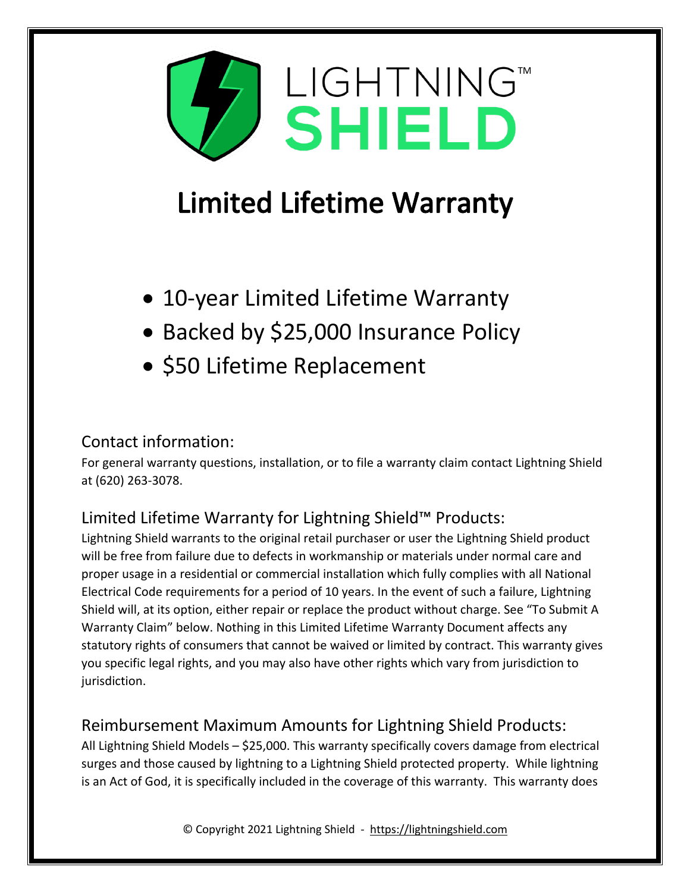LIGHTNING™ **SHIELD**

# Limited Lifetime Warranty

- 10-year Limited Lifetime Warranty
- Backed by $25,000 Insurance Policy
- $50 Lifetime Replacement

## Contact information:

For general warranty questions, installation, or to file a warranty claim contact Lightning Shield at (620) 263-3078.

## Limited Lifetime Warranty for Lightning Shield™ Products:

Lightning Shield warrants to the original retail purchaser or user the Lightning Shield product will be free from failure due to defects in workmanship or materials under normal care and proper usage in a residential or commercial installation which fully complies with all National Electrical Code requirements for a period of 10 years. In the event of such a failure, Lightning Shield will, at its option, either repair or replace the product without charge. See "To Submit A Warranty Claim" below. Nothing in this Limited Lifetime Warranty Document affects any statutory rights of consumers that cannot be waived or limited by contract. This warranty gives you specific legal rights, and you may also have other rights which vary from jurisdiction to jurisdiction.

## Reimbursement Maximum Amounts for Lightning Shield Products:

All Lightning Shield Models – $25,000. This warranty specifically covers damage from electrical surges and those caused by lightning to a Lightning Shield protected property. While lightning is an Act of God, it is specifically included in the coverage of this warranty. This warranty does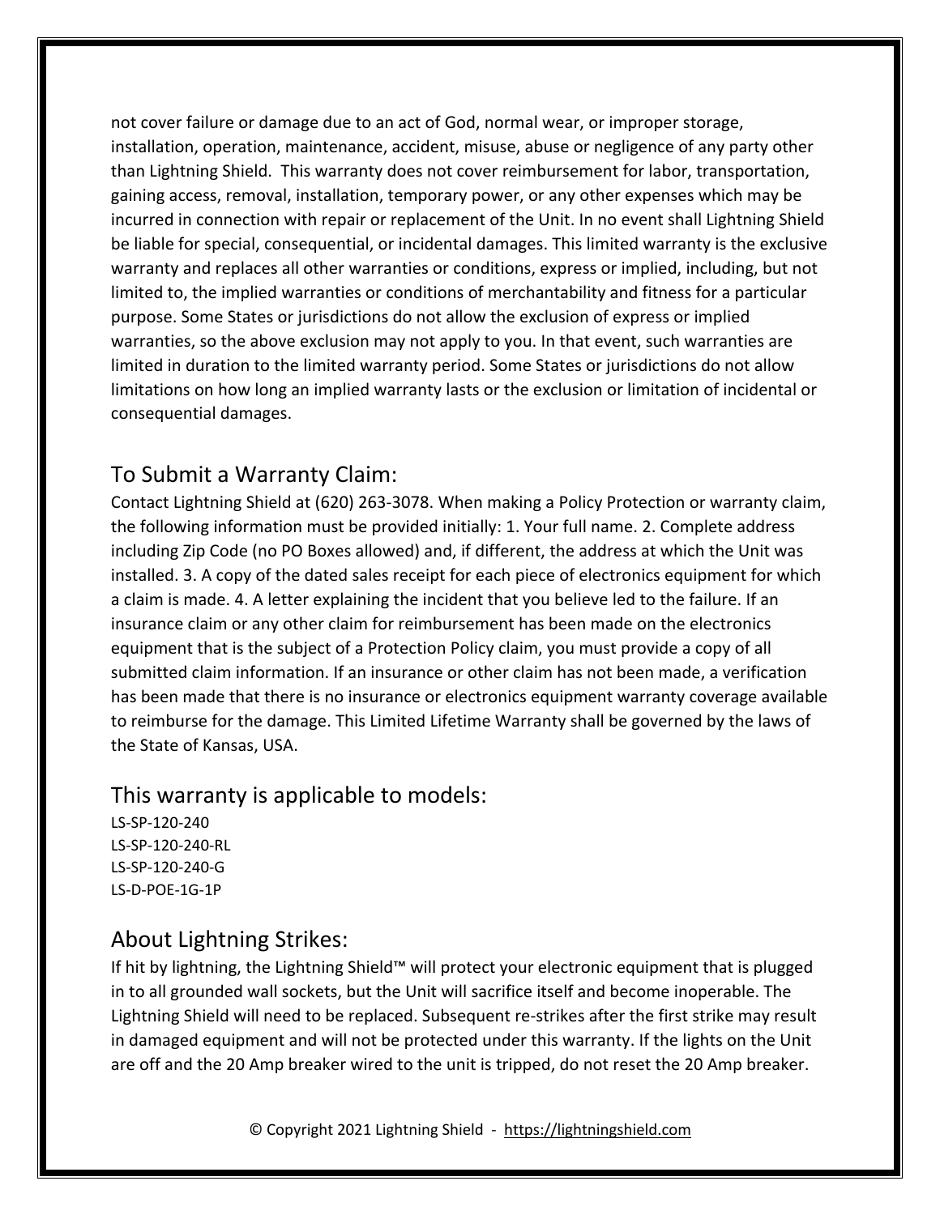not cover failure or damage due to an act of God, normal wear, or improper storage, installation, operation, maintenance, accident, misuse, abuse or negligence of any party other than Lightning Shield. This warranty does not cover reimbursement for labor, transportation, gaining access, removal, installation, temporary power, or any other expenses which may be incurred in connection with repair or replacement of the Unit. In no event shall Lightning Shield be liable for special, consequential, or incidental damages. This limited warranty is the exclusive warranty and replaces all other warranties or conditions, express or implied, including, but not limited to, the implied warranties or conditions of merchantability and fitness for a particular purpose. Some States or jurisdictions do not allow the exclusion of express or implied warranties, so the above exclusion may not apply to you. In that event, such warranties are limited in duration to the limited warranty period. Some States or jurisdictions do not allow limitations on how long an implied warranty lasts or the exclusion or limitation of incidental or consequential damages.

## To Submit a Warranty Claim:

Contact Lightning Shield at (620) 263-3078. When making a Policy Protection or warranty claim, the following information must be provided initially: 1. Your full name. 2. Complete address including Zip Code (no PO Boxes allowed) and, if different, the address at which the Unit was installed. 3. A copy of the dated sales receipt for each piece of electronics equipment for which a claim is made. 4. A letter explaining the incident that you believe led to the failure. If an insurance claim or any other claim for reimbursement has been made on the electronics equipment that is the subject of a Protection Policy claim, you must provide a copy of all submitted claim information. If an insurance or other claim has not been made, a verification has been made that there is no insurance or electronics equipment warranty coverage available to reimburse for the damage. This Limited Lifetime Warranty shall be governed by the laws of the State of Kansas, USA.

## This warranty is applicable to models:

LS-SP-120-240
LS-SP-120-240-RL
LS-SP-120-240-G
LS-D-POE-1G-1P

## About Lightning Strikes:

If hit by lightning, the Lightning Shield™ will protect your electronic equipment that is plugged in to all grounded wall sockets, but the Unit will sacrifice itself and become inoperable. The Lightning Shield will need to be replaced. Subsequent re-strikes after the first strike may result in damaged equipment and will not be protected under this warranty. If the lights on the Unit are off and the 20 Amp breaker wired to the unit is tripped, do not reset the 20 Amp breaker.

© Copyright 2021 Lightning Shield - https://lightningshield.com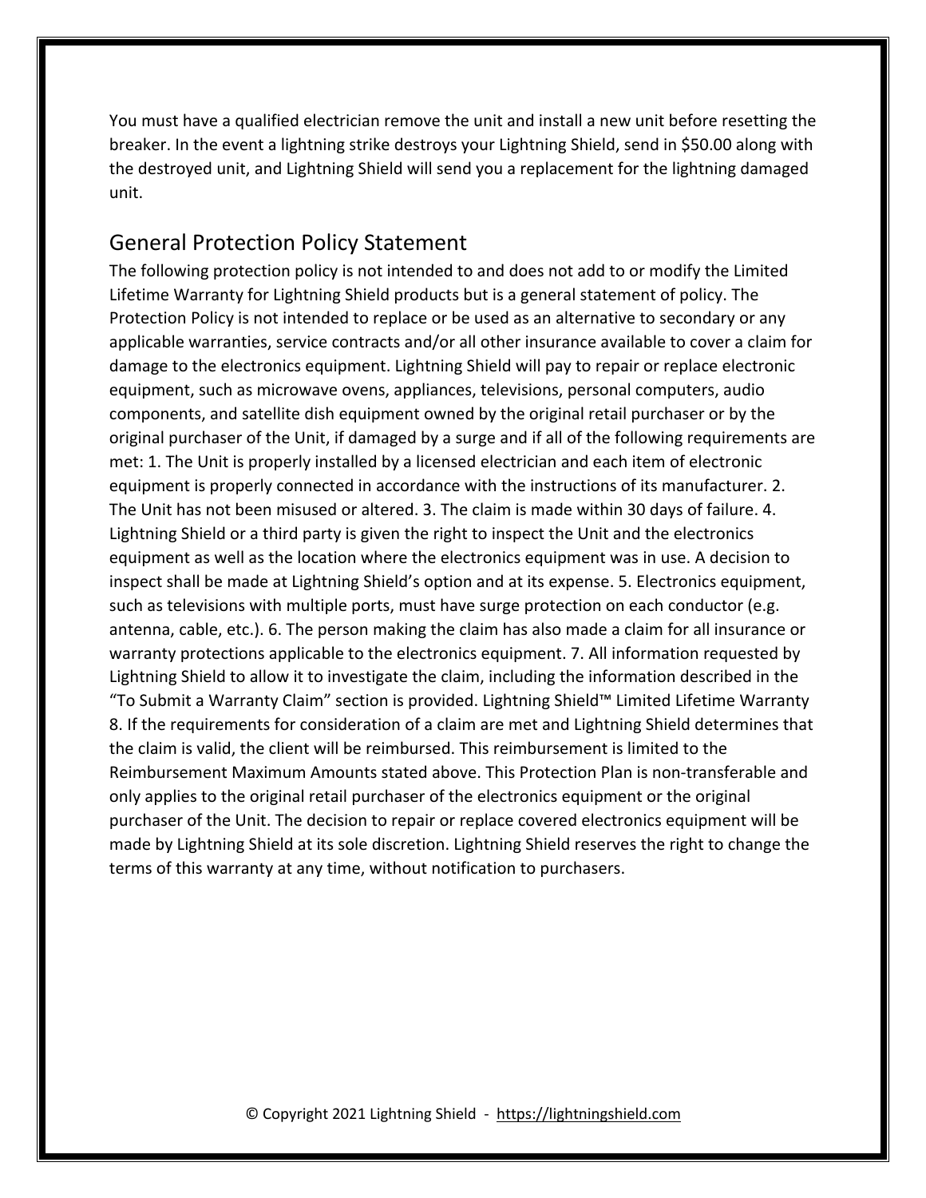You must have a qualified electrician remove the unit and install a new unit before resetting the breaker. In the event a lightning strike destroys your Lightning Shield, send in $50.00 along with the destroyed unit, and Lightning Shield will send you a replacement for the lightning damaged unit.

## General Protection Policy Statement

The following protection policy is not intended to and does not add to or modify the Limited Lifetime Warranty for Lightning Shield products but is a general statement of policy. The Protection Policy is not intended to replace or be used as an alternative to secondary or any applicable warranties, service contracts and/or all other insurance available to cover a claim for damage to the electronics equipment. Lightning Shield will pay to repair or replace electronic equipment, such as microwave ovens, appliances, televisions, personal computers, audio components, and satellite dish equipment owned by the original retail purchaser or by the original purchaser of the Unit, if damaged by a surge and if all of the following requirements are met: 1. The Unit is properly installed by a licensed electrician and each item of electronic equipment is properly connected in accordance with the instructions of its manufacturer. 2. The Unit has not been misused or altered. 3. The claim is made within 30 days of failure. 4. Lightning Shield or a third party is given the right to inspect the Unit and the electronics equipment as well as the location where the electronics equipment was in use. A decision to inspect shall be made at Lightning Shield's option and at its expense. 5. Electronics equipment, such as televisions with multiple ports, must have surge protection on each conductor (e.g. antenna, cable, etc.). 6. The person making the claim has also made a claim for all insurance or warranty protections applicable to the electronics equipment. 7. All information requested by Lightning Shield to allow it to investigate the claim, including the information described in the "To Submit a Warranty Claim" section is provided. Lightning Shield™ Limited Lifetime Warranty 8. If the requirements for consideration of a claim are met and Lightning Shield determines that the claim is valid, the client will be reimbursed. This reimbursement is limited to the Reimbursement Maximum Amounts stated above. This Protection Plan is non-transferable and only applies to the original retail purchaser of the electronics equipment or the original purchaser of the Unit. The decision to repair or replace covered electronics equipment will be made by Lightning Shield at its sole discretion. Lightning Shield reserves the right to change the terms of this warranty at any time, without notification to purchasers.